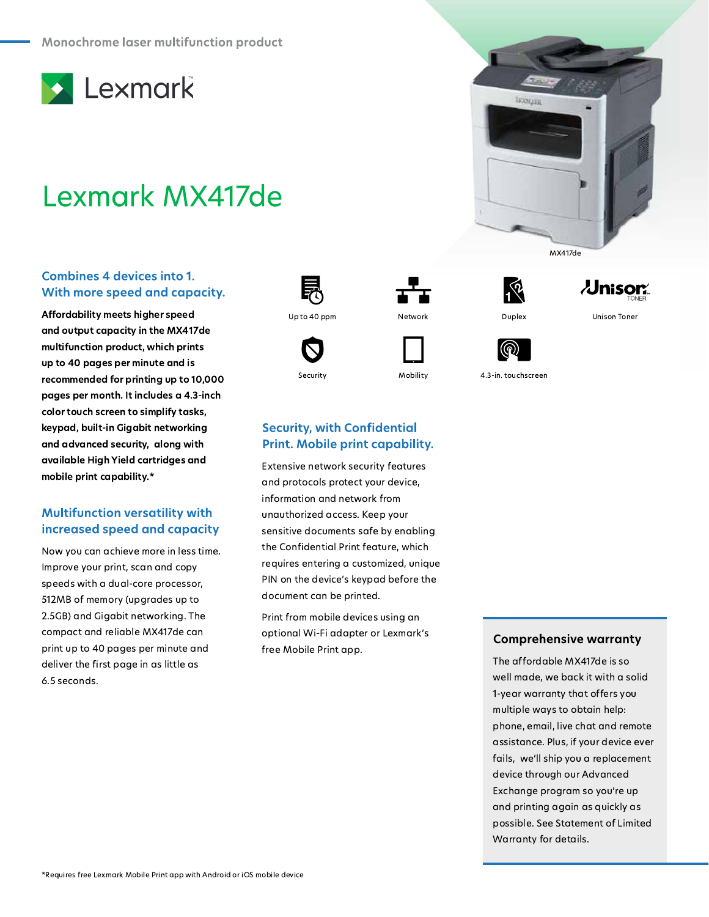Monochrome laser multifunction product

Lexmark

# Lexmark MX417de

MX417de

## Combines 4 devices into 1. With more speed and capacity.

**Affordability meets higher speed and output capacity in the MX417de multifunction product, which prints up to 40 pages per minute and is recommended for printing up to 10,000 pages per month. It includes a 4.3-inch color touch screen to simplify tasks, keypad, built-in Gigabit networking and advanced security, along with available High Yield cartridges and mobile print capability.***

Up to 40 ppm

Network

Duplex

Unison Toner

Security

Mobility

4.3-in. touchscreen

## Multifunction versatility with increased speed and capacity

Now you can achieve more in less time. Improve your print, scan and copy speeds with a dual-core processor, 512MB of memory (upgrades up to 2.5GB) and Gigabit networking. The compact and reliable MX417de can print up to 40 pages per minute and deliver the first page in as little as 6.5 seconds.

## Security, with Confidential Print. Mobile print capability.

Extensive network security features and protocols protect your device, information and network from unauthorized access. Keep your sensitive documents safe by enabling the Confidential Print feature, which requires entering a customized, unique PIN on the device's keypad before the document can be printed.

Print from mobile devices using an optional Wi-Fi adapter or Lexmark's free Mobile Print app.

### Comprehensive warranty

The affordable MX417de is so well made, we back it with a solid 1-year warranty that offers you multiple ways to obtain help: phone, email, live chat and remote assistance. Plus, if your device ever fails, we'll ship you a replacement device through our Advanced Exchange program so you're up and printing again as quickly as possible. See Statement of Limited Warranty for details.

*Requires free Lexmark Mobile Print app with Android or iOS mobile device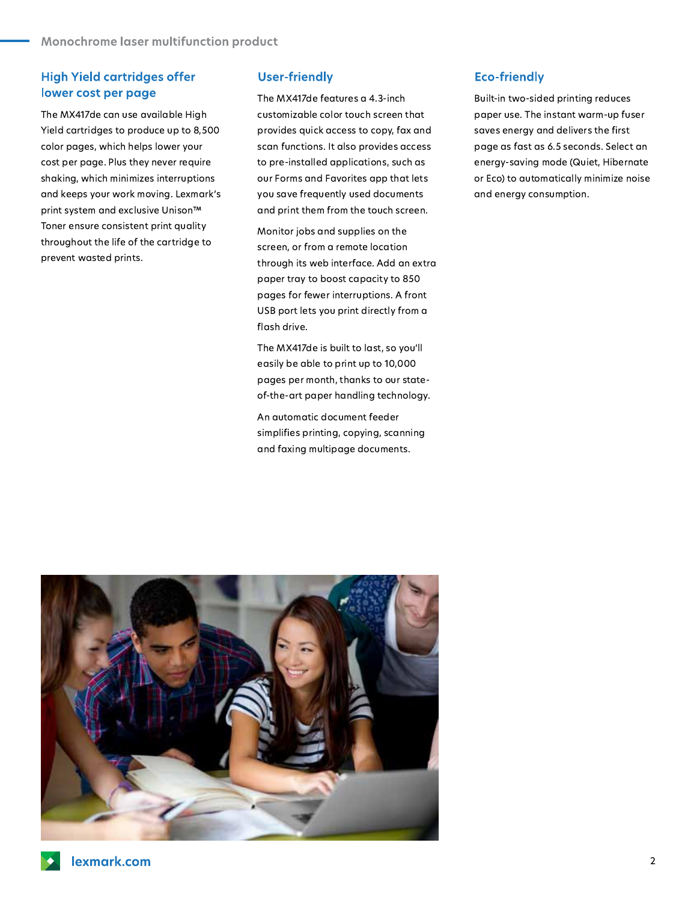## High Yield cartridges offer lower cost per page

The MX417de can use available High Yield cartridges to produce up to 8,500 color pages, which helps lower your cost per page. Plus they never require shaking, which minimizes interruptions and keeps your work moving. Lexmark's print system and exclusive Unison™ Toner ensure consistent print quality throughout the life of the cartridge to prevent wasted prints.

## User-friendly

The MX417de features a 4.3-inch customizable color touch screen that provides quick access to copy, fax and scan functions. It also provides access to pre-installed applications, such as our Forms and Favorites app that lets you save frequently used documents and print them from the touch screen.

Monitor jobs and supplies on the screen, or from a remote location through its web interface. Add an extra paper tray to boost capacity to 850 pages for fewer interruptions. A front USB port lets you print directly from a flash drive.

The MX417de is built to last, so you'll easily be able to print up to 10,000 pages per month, thanks to our state-of-the-art paper handling technology.

An automatic document feeder simplifies printing, copying, scanning and faxing multipage documents.

## Eco-friendly

Built-in two-sided printing reduces paper use. The instant warm-up fuser saves energy and delivers the first page as fast as 6.5 seconds. Select an energy-saving mode (Quiet, Hibernate or Eco) to automatically minimize noise and energy consumption.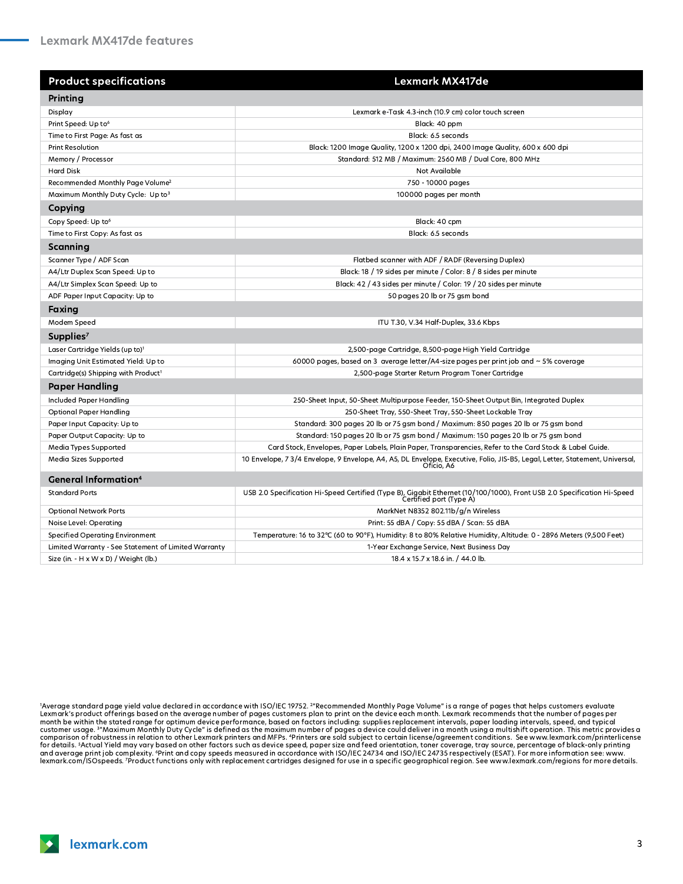## Lexmark MX417de features

| Product specifications | Lexmark MX417de |
|---|---|
| **Printing** | |
| Display | Lexmark e-Task 4.3-inch (10.9 cm) color touch screen |
| Print Speed: Up to[6] | Black: 40 ppm |
| Time to First Page: As fast as | Black: 6.5 seconds |
| Print Resolution | Black: 1200 Image Quality, 1200 x 1200 dpi, 2400 Image Quality, 600 x 600 dpi |
| Memory / Processor | Standard: 512 MB / Maximum: 2560 MB / Dual Core, 800 MHz |
| Hard Disk | Not Available |
| Recommended Monthly Page Volume[2] | 750 - 10000 pages |
| Maximum Monthly Duty Cycle: Up to[3] | 100000 pages per month |
| **Copying** | |
| Copy Speed: Up to[6] | Black: 40 cpm |
| Time to First Copy: As fast as | Black: 6.5 seconds |
| **Scanning** | |
| Scanner Type / ADF Scan | Flatbed scanner with ADF / RADF (Reversing Duplex) |
| A4/Ltr Duplex Scan Speed: Up to | Black: 18 / 19 sides per minute / Color: 8 / 8 sides per minute |
| A4/Ltr Simplex Scan Speed: Up to | Black: 42 / 43 sides per minute / Color: 19 / 20 sides per minute |
| ADF Paper Input Capacity: Up to | 50 pages 20 lb or 75 gsm bond |
| **Faxing** | |
| Modem Speed | ITU T.30, V.34 Half-Duplex, 33.6 Kbps |
| **Supplies[7]** | |
| Laser Cartridge Yields (up to)[1] | 2,500-page Cartridge, 8,500-page High Yield Cartridge |
| Imaging Unit Estimated Yield: Up to | 60000 pages, based on 3 average letter/A4-size pages per print job and ~ 5% coverage |
| Cartridge(s) Shipping with Product[1] | 2,500-page Starter Return Program Toner Cartridge |
| **Paper Handling** | |
| Included Paper Handling | 250-Sheet Input, 50-Sheet Multipurpose Feeder, 150-Sheet Output Bin, Integrated Duplex |
| Optional Paper Handling | 250-Sheet Tray, 550-Sheet Tray, 550-Sheet Lockable Tray |
| Paper Input Capacity: Up to | Standard: 300 pages 20 lb or 75 gsm bond / Maximum: 850 pages 20 lb or 75 gsm bond |
| Paper Output Capacity: Up to | Standard: 150 pages 20 lb or 75 gsm bond / Maximum: 150 pages 20 lb or 75 gsm bond |
| Media Types Supported | Card Stock, Envelopes, Paper Labels, Plain Paper, Transparencies, Refer to the Card Stock & Label Guide. |
| Media Sizes Supported | 10 Envelope, 7 3/4 Envelope, 9 Envelope, A4, A5, DL Envelope, Executive, Folio, JIS-B5, Legal, Letter, Statement, Universal, Oficio, A6 |
| **General Information[4]** | |
| Standard Ports | USB 2.0 Specification Hi-Speed Certified (Type B), Gigabit Ethernet (10/100/1000), Front USB 2.0 Specification Hi-Speed Certified port (Type A) |
| Optional Network Ports | MarkNet N8352 802.11b/g/n Wireless |
| Noise Level: Operating | Print: 55 dBA / Copy: 55 dBA / Scan: 55 dBA |
| Specified Operating Environment | Temperature: 16 to 32°C (60 to 90°F), Humidity: 8 to 80% Relative Humidity, Altitude: 0 - 2896 Meters (9,500 Feet) |
| Limited Warranty - See Statement of Limited Warranty | 1-Year Exchange Service, Next Business Day |
| Size (in. - H x W x D) / Weight (lb.) | 18.4 x 15.7 x 18.6 in. / 44.0 lb. |

[1]Average standard page yield value declared in accordance with ISO/IEC 19752. [2]"Recommended Monthly Page Volume" is a range of pages that helps customers evaluate Lexmark's product offerings based on the average number of pages customers plan to print on the device each month. Lexmark recommends that the number of pages per month be within the stated range for optimum device performance, based on factors including: supplies replacement intervals, paper loading intervals, speed, and typical customer usage. [3]"Maximum Monthly Duty Cycle" is defined as the maximum number of pages a device could deliver in a month using a multishift operation. This metric provides a comparison of robustness in relation to other Lexmark printers and MFPs. [4]Printers are sold subject to certain license/agreement conditions. See www.lexmark.com/printerlicense for details. [5]Actual Yield may vary based on other factors such as device speed, paper size and feed orientation, toner coverage, tray source, percentage of black-only printing and average print job complexity. [6]Print and copy speeds measured in accordance with ISO/IEC 24734 and ISO/IEC 24735 respectively (ESAT). For more information see: www.lexmark.com/ISOspeeds. [7]Product functions only with replacement cartridges designed for use in a specific geographical region. See www.lexmark.com/regions for more details.

lexmark.com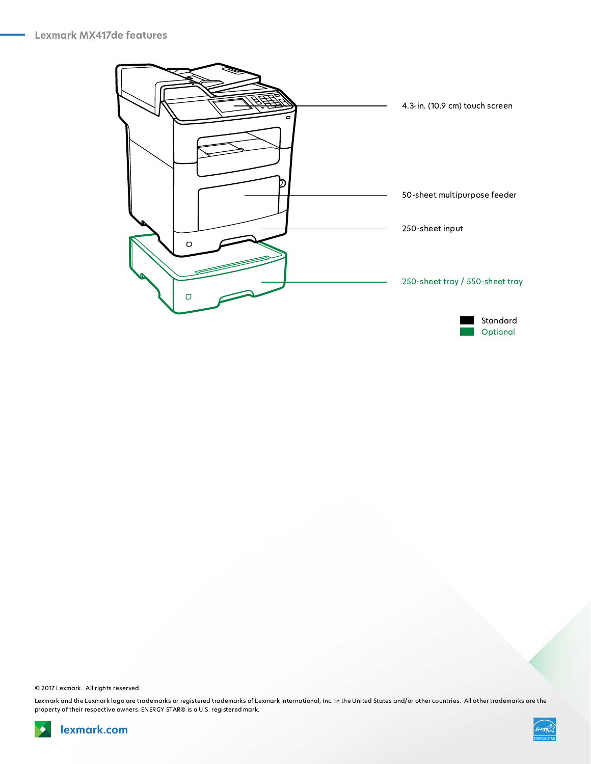## Lexmark MX417de features

4.3-in. (10.9 cm) touch screen

50-sheet multipurpose feeder

250-sheet input

250-sheet tray / 550-sheet tray

Standard

Optional

© 2017 Lexmark. All rights reserved.

Lexmark and the Lexmark logo are trademarks or registered trademarks of Lexmark International, Inc. in the United States and/or other countries. All other trademarks are the property of their respective owners. ENERGY STAR® is a U.S. registered mark.

lexmark.com